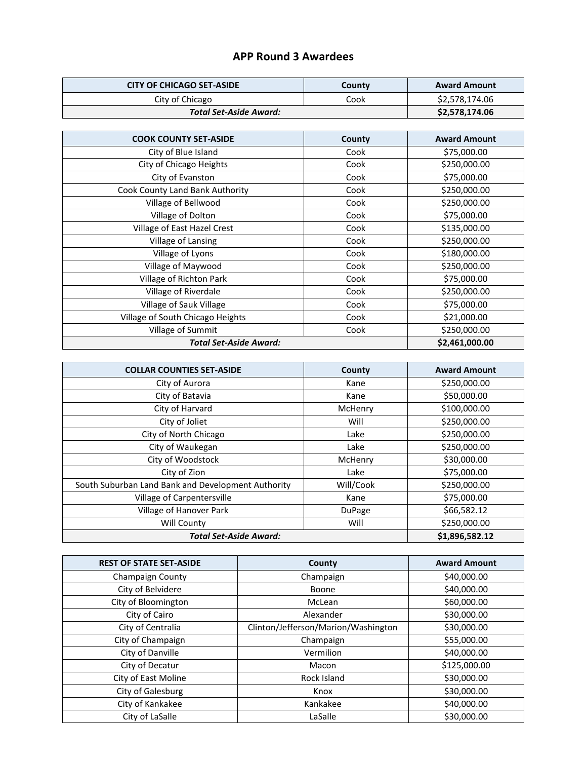# APP Round 3 Awardees

| CITY OF CHICAGO SET-ASIDE | County | Award Amount |
|---|---|---|
| City of Chicago | Cook | $2,578,174.06 |
| ***Total Set-Aside Award:*** | | **$2,578,174.06** |

| COOK COUNTY SET-ASIDE | County | Award Amount |
|---|---|---|
| City of Blue Island | Cook | $75,000.00 |
| City of Chicago Heights | Cook | $250,000.00 |
| City of Evanston | Cook | $75,000.00 |
| Cook County Land Bank Authority | Cook | $250,000.00 |
| Village of Bellwood | Cook | $250,000.00 |
| Village of Dolton | Cook | $75,000.00 |
| Village of East Hazel Crest | Cook | $135,000.00 |
| Village of Lansing | Cook | $250,000.00 |
| Village of Lyons | Cook | $180,000.00 |
| Village of Maywood | Cook | $250,000.00 |
| Village of Richton Park | Cook | $75,000.00 |
| Village of Riverdale | Cook | $250,000.00 |
| Village of Sauk Village | Cook | $75,000.00 |
| Village of South Chicago Heights | Cook | $21,000.00 |
| Village of Summit | Cook | $250,000.00 |
| ***Total Set-Aside Award:*** | | **$2,461,000.00** |

| COLLAR COUNTIES SET-ASIDE | County | Award Amount |
|---|---|---|
| City of Aurora | Kane | $250,000.00 |
| City of Batavia | Kane | $50,000.00 |
| City of Harvard | McHenry | $100,000.00 |
| City of Joliet | Will | $250,000.00 |
| City of North Chicago | Lake | $250,000.00 |
| City of Waukegan | Lake | $250,000.00 |
| City of Woodstock | McHenry | $30,000.00 |
| City of Zion | Lake | $75,000.00 |
| South Suburban Land Bank and Development Authority | Will/Cook | $250,000.00 |
| Village of Carpentersville | Kane | $75,000.00 |
| Village of Hanover Park | DuPage | $66,582.12 |
| Will County | Will | $250,000.00 |
| ***Total Set-Aside Award:*** | | **$1,896,582.12** |

| REST OF STATE SET-ASIDE | County | Award Amount |
|---|---|---|
| Champaign County | Champaign | $40,000.00 |
| City of Belvidere | Boone | $40,000.00 |
| City of Bloomington | McLean | $60,000.00 |
| City of Cairo | Alexander | $30,000.00 |
| City of Centralia | Clinton/Jefferson/Marion/Washington | $30,000.00 |
| City of Champaign | Champaign | $55,000.00 |
| City of Danville | Vermilion | $40,000.00 |
| City of Decatur | Macon | $125,000.00 |
| City of East Moline | Rock Island | $30,000.00 |
| City of Galesburg | Knox | $30,000.00 |
| City of Kankakee | Kankakee | $40,000.00 |
| City of LaSalle | LaSalle | $30,000.00 |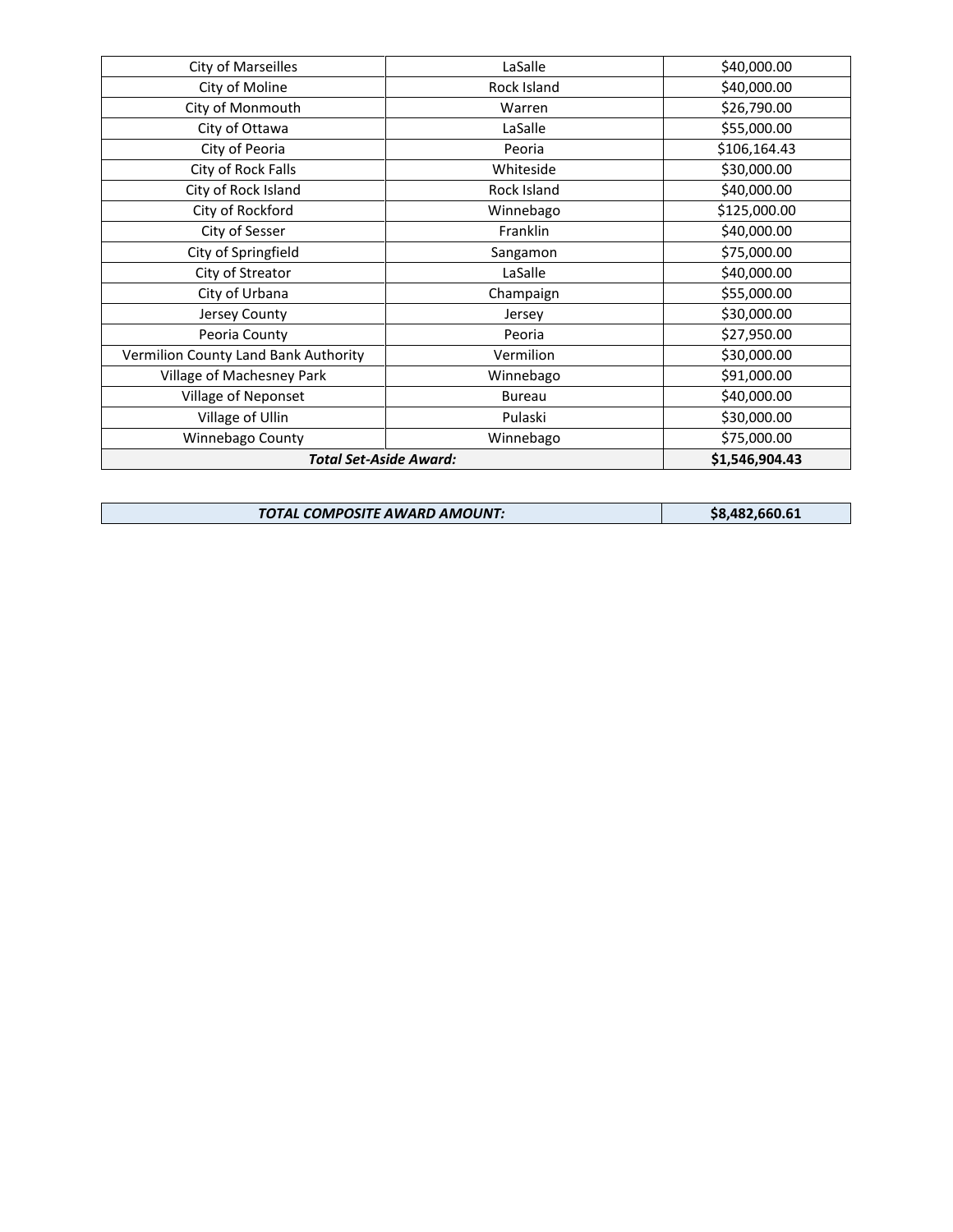| | | |
|---|---|---|
| City of Marseilles | LaSalle | $40,000.00 |
| City of Moline | Rock Island | $40,000.00 |
| City of Monmouth | Warren | $26,790.00 |
| City of Ottawa | LaSalle | $55,000.00 |
| City of Peoria | Peoria | $106,164.43 |
| City of Rock Falls | Whiteside | $30,000.00 |
| City of Rock Island | Rock Island | $40,000.00 |
| City of Rockford | Winnebago | $125,000.00 |
| City of Sesser | Franklin | $40,000.00 |
| City of Springfield | Sangamon | $75,000.00 |
| City of Streator | LaSalle | $40,000.00 |
| City of Urbana | Champaign | $55,000.00 |
| Jersey County | Jersey | $30,000.00 |
| Peoria County | Peoria | $27,950.00 |
| Vermilion County Land Bank Authority | Vermilion | $30,000.00 |
| Village of Machesney Park | Winnebago | $91,000.00 |
| Village of Neponset | Bureau | $40,000.00 |
| Village of Ullin | Pulaski | $30,000.00 |
| Winnebago County | Winnebago | $75,000.00 |
| ***Total Set-Aside Award:*** | | **$1,546,904.43** |

| | |
|---|---|
| ***TOTAL COMPOSITE AWARD AMOUNT:*** | **$8,482,660.61** |